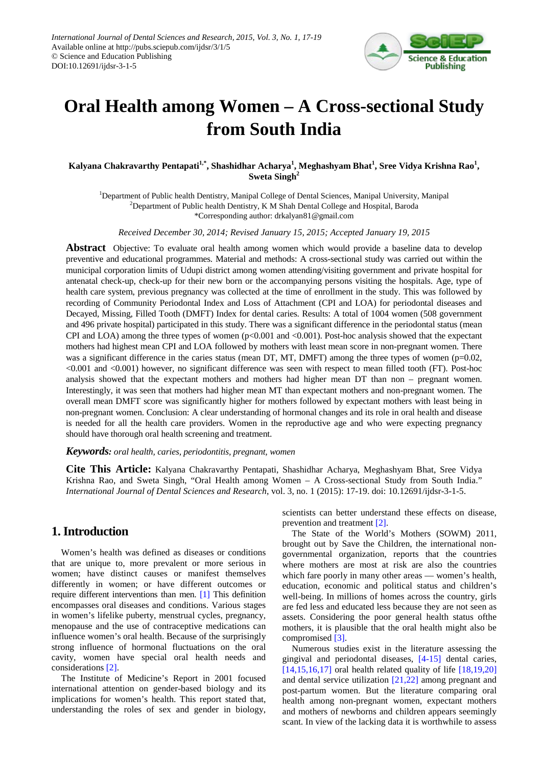# Oral Health among Women – A Cross-sectional Study from South India

**Kalyana Chakravarthy Pentapati[1,*], Shashidhar Acharya[1], Meghashyam Bhat[1], Sree Vidya Krishna Rao[1], Sweta Singh[2]**

[1]Department of Public health Dentistry, Manipal College of Dental Sciences, Manipal University, Manipal
[2]Department of Public health Dentistry, K M Shah Dental College and Hospital, Baroda
*Corresponding author: drkalyan81@gmail.com

*Received December 30, 2014; Revised January 15, 2015; Accepted January 19, 2015*

**Abstract** Objective: To evaluate oral health among women which would provide a baseline data to develop preventive and educational programmes. Material and methods: A cross-sectional study was carried out within the municipal corporation limits of Udupi district among women attending/visiting government and private hospital for antenatal check-up, check-up for their new born or the accompanying persons visiting the hospitals. Age, type of health care system, previous pregnancy was collected at the time of enrollment in the study. This was followed by recording of Community Periodontal Index and Loss of Attachment (CPI and LOA) for periodontal diseases and Decayed, Missing, Filled Tooth (DMFT) Index for dental caries. Results: A total of 1004 women (508 government and 496 private hospital) participated in this study. There was a significant difference in the periodontal status (mean CPI and LOA) among the three types of women ($p<0.001$ and $<0.001$). Post-hoc analysis showed that the expectant mothers had highest mean CPI and LOA followed by mothers with least mean score in non-pregnant women. There was a significant difference in the caries status (mean DT, MT, DMFT) among the three types of women ($p=0.02$, $<0.001$ and $<0.001$) however, no significant difference was seen with respect to mean filled tooth (FT). Post-hoc analysis showed that the expectant mothers and mothers had higher mean DT than non – pregnant women. Interestingly, it was seen that mothers had higher mean MT than expectant mothers and non-pregnant women. The overall mean DMFT score was significantly higher for mothers followed by expectant mothers with least being in non-pregnant women. Conclusion: A clear understanding of hormonal changes and its role in oral health and disease is needed for all the health care providers. Women in the reproductive age and who were expecting pregnancy should have thorough oral health screening and treatment.

***Keywords:*** *oral health, caries, periodontitis, pregnant, women*

**Cite This Article:** Kalyana Chakravarthy Pentapati, Shashidhar Acharya, Meghashyam Bhat, Sree Vidya Krishna Rao, and Sweta Singh, "Oral Health among Women – A Cross-sectional Study from South India." *International Journal of Dental Sciences and Research*, vol. 3, no. 1 (2015): 17-19. doi: 10.12691/ijdsr-3-1-5.

## 1. Introduction

Women's health was defined as diseases or conditions that are unique to, more prevalent or more serious in women; have distinct causes or manifest themselves differently in women; or have different outcomes or require different interventions than men. [1] This definition encompasses oral diseases and conditions. Various stages in women's lifelike puberty, menstrual cycles, pregnancy, menopause and the use of contraceptive medications can influence women's oral health. Because of the surprisingly strong influence of hormonal fluctuations on the oral cavity, women have special oral health needs and considerations [2].

The Institute of Medicine's Report in 2001 focused international attention on gender-based biology and its implications for women's health. This report stated that, understanding the roles of sex and gender in biology, scientists can better understand these effects on disease, prevention and treatment [2].

The State of the World's Mothers (SOWM) 2011, brought out by Save the Children, the international non-governmental organization, reports that the countries where mothers are most at risk are also the countries which fare poorly in many other areas — women's health, education, economic and political status and children's well-being. In millions of homes across the country, girls are fed less and educated less because they are not seen as assets. Considering the poor general health status ofthe mothers, it is plausible that the oral health might also be compromised [3].

Numerous studies exist in the literature assessing the gingival and periodontal diseases, [4-15] dental caries, [14,15,16,17] oral health related quality of life [18,19,20] and dental service utilization [21,22] among pregnant and post-partum women. But the literature comparing oral health among non-pregnant women, expectant mothers and mothers of newborns and children appears seemingly scant. In view of the lacking data it is worthwhile to assess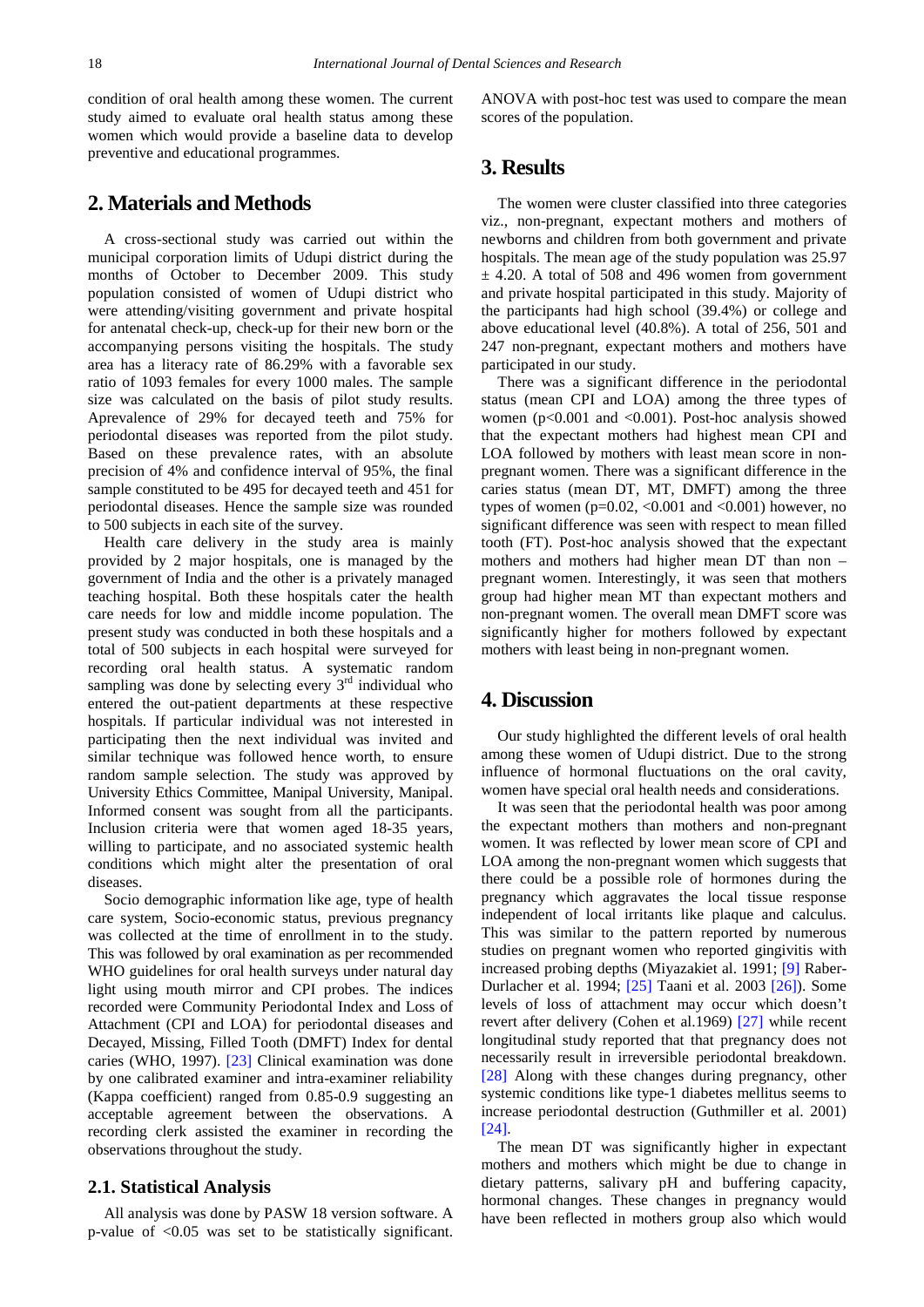condition of oral health among these women. The current study aimed to evaluate oral health status among these women which would provide a baseline data to develop preventive and educational programmes.

## 2. Materials and Methods

A cross-sectional study was carried out within the municipal corporation limits of Udupi district during the months of October to December 2009. This study population consisted of women of Udupi district who were attending/visiting government and private hospital for antenatal check-up, check-up for their new born or the accompanying persons visiting the hospitals. The study area has a literacy rate of 86.29% with a favorable sex ratio of 1093 females for every 1000 males. The sample size was calculated on the basis of pilot study results. Aprevalence of 29% for decayed teeth and 75% for periodontal diseases was reported from the pilot study. Based on these prevalence rates, with an absolute precision of 4% and confidence interval of 95%, the final sample constituted to be 495 for decayed teeth and 451 for periodontal diseases. Hence the sample size was rounded to 500 subjects in each site of the survey.

Health care delivery in the study area is mainly provided by 2 major hospitals, one is managed by the government of India and the other is a privately managed teaching hospital. Both these hospitals cater the health care needs for low and middle income population. The present study was conducted in both these hospitals and a total of 500 subjects in each hospital were surveyed for recording oral health status. A systematic random sampling was done by selecting every 3rd individual who entered the out-patient departments at these respective hospitals. If particular individual was not interested in participating then the next individual was invited and similar technique was followed hence worth, to ensure random sample selection. The study was approved by University Ethics Committee, Manipal University, Manipal. Informed consent was sought from all the participants. Inclusion criteria were that women aged 18-35 years, willing to participate, and no associated systemic health conditions which might alter the presentation of oral diseases.

Socio demographic information like age, type of health care system, Socio-economic status, previous pregnancy was collected at the time of enrollment in to the study. This was followed by oral examination as per recommended WHO guidelines for oral health surveys under natural day light using mouth mirror and CPI probes. The indices recorded were Community Periodontal Index and Loss of Attachment (CPI and LOA) for periodontal diseases and Decayed, Missing, Filled Tooth (DMFT) Index for dental caries (WHO, 1997). [23] Clinical examination was done by one calibrated examiner and intra-examiner reliability (Kappa coefficient) ranged from 0.85-0.9 suggesting an acceptable agreement between the observations. A recording clerk assisted the examiner in recording the observations throughout the study.

### 2.1. Statistical Analysis

All analysis was done by PASW 18 version software. A p-value of $<0.05$ was set to be statistically significant. ANOVA with post-hoc test was used to compare the mean scores of the population.

## 3. Results

The women were cluster classified into three categories viz., non-pregnant, expectant mothers and mothers of newborns and children from both government and private hospitals. The mean age of the study population was 25.97 $\pm$ 4.20. A total of 508 and 496 women from government and private hospitals participated in this study. Majority of the participants had high school (39.4%) or college and above educational level (40.8%). A total of 256, 501 and 247 non-pregnant, expectant mothers and mothers have participated in our study.

There was a significant difference in the periodontal status (mean CPI and LOA) among the three types of women ($p<0.001$ and $<0.001$). Post-hoc analysis showed that the expectant mothers had highest mean CPI and LOA followed by mothers with least mean score in non-pregnant women. There was a significant difference in the caries status (mean DT, MT, DMFT) among the three types of women ($p=0.02$, $<0.001$ and $<0.001$) however, no significant difference was seen with respect to mean filled tooth (FT). Post-hoc analysis showed that the expectant mothers and mothers had higher mean DT than non – pregnant women. Interestingly, it was seen that mothers group had higher mean MT than expectant mothers and non-pregnant women. The overall mean DMFT score was significantly higher for mothers followed by expectant mothers with least being in non-pregnant women.

## 4. Discussion

Our study highlighted the different levels of oral health among these women of Udupi district. Due to the strong influence of hormonal fluctuations on the oral cavity, women have special oral health needs and considerations.

It was seen that the periodontal health was poor among the expectant mothers than mothers and non-pregnant women. It was reflected by lower mean score of CPI and LOA among the non-pregnant women which suggests that there could be a possible role of hormones during the pregnancy which aggravates the local tissue response independent of local irritants like plaque and calculus. This was similar to the pattern reported by numerous studies on pregnant women who reported gingivitis with increased probing depths (Miyazakiet al. 1991; [9] Raber-Durlacher et al. 1994; [25] Taani et al. 2003 [26]). Some levels of loss of attachment may occur which doesn't revert after delivery (Cohen et al.1969) [27] while recent longitudinal study reported that that pregnancy does not necessarily result in irreversible periodontal breakdown. [28] Along with these changes during pregnancy, other systemic conditions like type-1 diabetes mellitus seems to increase periodontal destruction (Guthmiller et al. 2001) [24].

The mean DT was significantly higher in expectant mothers and mothers which might be due to change in dietary patterns, salivary pH and buffering capacity, hormonal changes. These changes in pregnancy would have been reflected in mothers group also which would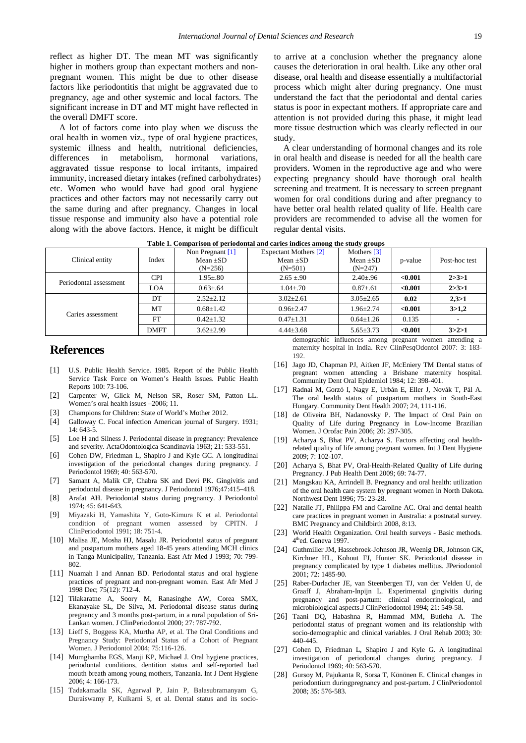reflect as higher DT. The mean MT was significantly higher in mothers group than expectant mothers and non-pregnant women. This might be due to other disease factors like periodontitis that might be aggravated due to pregnancy, age and other systemic and local factors. The significant increase in DT and MT might have reflected in the overall DMFT score.

A lot of factors come into play when we discuss the oral health in women viz., type of oral hygiene practices, systemic illness and health, nutritional deficiencies, differences in metabolism, hormonal variations, aggravated tissue response to local irritants, impaired immunity, increased dietary intakes (refined carbohydrates) etc. Women who would have had good oral hygiene practices and other factors may not necessarily carry out the same during and after pregnancy. Changes in local tissue response and immunity also have a potential role along with the above factors. Hence, it might be difficult to arrive at a conclusion whether the pregnancy alone causes the deterioration in oral health. Like any other oral disease, oral health and disease essentially a multifactorial process which might alter during pregnancy. One must understand the fact that the periodontal and dental caries status is poor in expectant mothers. If appropriate care and attention is not provided during this phase, it might lead more tissue destruction which was clearly reflected in our study.

A clear understanding of hormonal changes and its role in oral health and disease is needed for all the health care providers. Women in the reproductive age and who were expecting pregnancy should have thorough oral health screening and treatment. It is necessary to screen pregnant women for oral conditions during and after pregnancy to have better oral health related quality of life. Health care providers are recommended to advise all the women for regular dental visits.

**Table 1. Comparison of periodontal and caries indices among the study groups**

| Clinical entity | Index | Non Pregnant [1] Mean ±SD (N=256) | Expectant Mothers [2] Mean ±SD (N=501) | Mothers [3] Mean ±SD (N=247) | p-value | Post-hoc test |
|---|---|---|---|---|---|---|
| Periodontal assessment | CPI | 1.95±.80 | 2.65 ±.90 | 2.40±.96 | **<0.001** | **2>3>1** |
| | LOA | 0.63±.64 | 1.04±.70 | 0.87±.61 | **<0.001** | **2>3>1** |
| Caries assessment | DT | 2.52±2.12 | 3.02±2.61 | 3.05±2.65 | **0.02** | **2,3>1** |
| | MT | 0.68±1.42 | 0.96±2.47 | 1.96±2.74 | **<0.001** | **3>1,2** |
| | FT | 0.42±1.32 | 0.47±1.31 | 0.64±1.26 | 0.135 | - |
| | DMFT | 3.62±2.99 | 4.44±3.68 | 5.65±3.73 | **<0.001** | **3>2>1** |

## References

[1] U.S. Public Health Service. 1985. Report of the Public Health Service Task Force on Women's Health Issues. Public Health Reports 100: 73-106.

[2] Carpenter W, Glick M, Nelson SR, Roser SM, Patton LL. Women's oral health issues –2006; 11.

[3] Champions for Children: State of World's Mother 2012.

[4] Galloway C. Focal infection American journal of Surgery. 1931; 14: 643-5.

[5] Loe H and Silness J. Periodontal disease in pregnancy: Prevalence and severity. ActaOdontologica Scandinavia 1963; 21: 533-551.

[6] Cohen DW, Friedman L, Shapiro J and Kyle GC. A longitudinal investigation of the periodontal changes during pregnancy. J Periodontol 1969; 40: 563-570.

[7] Samant A, Malik CP, Chabra SK and Devi PK. Gingivitis and periodontal disease in pregnancy. J Periodontol 1976;47:415–418.

[8] Arafat AH. Periodontal status during pregnancy. J Periodontol 1974; 45: 641-643.

[9] Miyazaki H, Yamashita Y, Goto-Kimura K et al. Periodontal condition of pregnant women assessed by CPITN. J ClinPeriodontol 1991; 18: 751-4.

[10] Malisa JE, Mosha HJ, Masalu JR. Periodontal status of pregnant and postpartum mothers aged 18-45 years attending MCH clinics in Tanga Municipality, Tanzania. East Afr Med J 1993; 70: 799-802.

[11] Nuamah I and Annan BD. Periodontal status and oral hygiene practices of pregnant and non-pregnant women. East Afr Med J 1998 Dec; 75(12): 712-4.

[12] Tilakaratne A, Soory M, Ranasinghe AW, Corea SMX, Ekanayake SL, De Silva, M. Periodontal disease status during pregnancy and 3 months post-partum, in a rural population of Sri-Lankan women. J ClinPeriodontol 2000; 27: 787-792.

[13] Lieff S, Boggess KA, Murtha AP, et al. The Oral Conditions and Pregnancy Study: Periodontal Status of a Cohort of Pregnant Women. J Periodontol 2004; 75:116-126.

[14] Mumghamba EGS, Manji KP, Michael J. Oral hygiene practices, periodontal conditions, dentition status and self-reported bad mouth breath among young mothers, Tanzania. Int J Dent Hygiene 2006; 4: 166-173.

[15] Tadakamadla SK, Agarwal P, Jain P, Balasubramanyam G, Duraiswamy P, Kulkarni S, et al. Dental status and its socio-demographic influences among pregnant women attending a maternity hospital in India. Rev ClínPesqOdontol 2007: 3: 183-192.

[16] Jago JD, Chapman PJ, Aitken JF, McEniery TM Dental status of pregnant women attending a Brisbane maternity hospital. Community Dent Oral Epidemiol 1984; 12: 398-401.

[17] Radnai M, Gorzó I, Nagy E, Urbán E, Eller J, Novák T, Pál A. The oral health status of postpartum mothers in South-East Hungary. Community Dent Health 2007; 24, 111-116.

[18] de Oliveira BH, Nadanovsky P. The Impact of Oral Pain on Quality of Life during Pregnancy in Low-Income Brazilian Women. J Orofac Pain 2006; 20: 297-305.

[19] Acharya S, Bhat PV, Acharya S. Factors affecting oral health-related quality of life among pregnant women. Int J Dent Hygiene 2009; 7: 102-107.

[20] Acharya S, Bhat PV, Oral-Health-Related Quality of Life during Pregnancy. J Pub Health Dent 2009; 69: 74-77.

[21] Mangskau KA, Arrindell B. Pregnancy and oral health: utilization of the oral health care system by pregnant women in North Dakota. Northwest Dent 1996; 75: 23-28.

[22] Natalie JT, Philippa FM and Caroline AC. Oral and dental health care practices in pregnant women in Australia: a postnatal survey. BMC Pregnancy and Childbirth 2008, 8:13.

[23] World Health Organization. Oral health surveys - Basic methods. 4thed. Geneva 1997.

[24] Guthmiller JM, Hassebroek-Johnson JR, Weenig DR, Johnson GK, Kirchner HL, Kohout FJ, Hunter SK. Periodontal disease in pregnancy complicated by type 1 diabetes mellitus. JPeriodontol 2001; 72: 1485-90.

[25] Raber-Durlacher JE, van Steenbergen TJ, van der Velden U, de Graaff J, Abraham-Inpijn L. Experimental gingivitis during pregnancy and post-partum: clinical endocrinological, and microbiological aspects.J ClinPeriodontol 1994; 21: 549-58.

[26] Taani DQ, Habashna R, Hammad MM, Butieha A. The periodontal status of pregnant women and its relationship with socio-demographic and clinical variables. J Oral Rehab 2003; 30: 440-445.

[27] Cohen D, Friedman L, Shapiro J and Kyle G. A longitudinal investigation of periodontal changes during pregnancy. J Periodontol 1969; 40: 563-570.

[28] Gursoy M, Pajukanta R, Sorsa T, Könönen E. Clinical changes in periodontium duringpregnancy and post-partum. J ClinPeriodontol 2008; 35: 576-583.